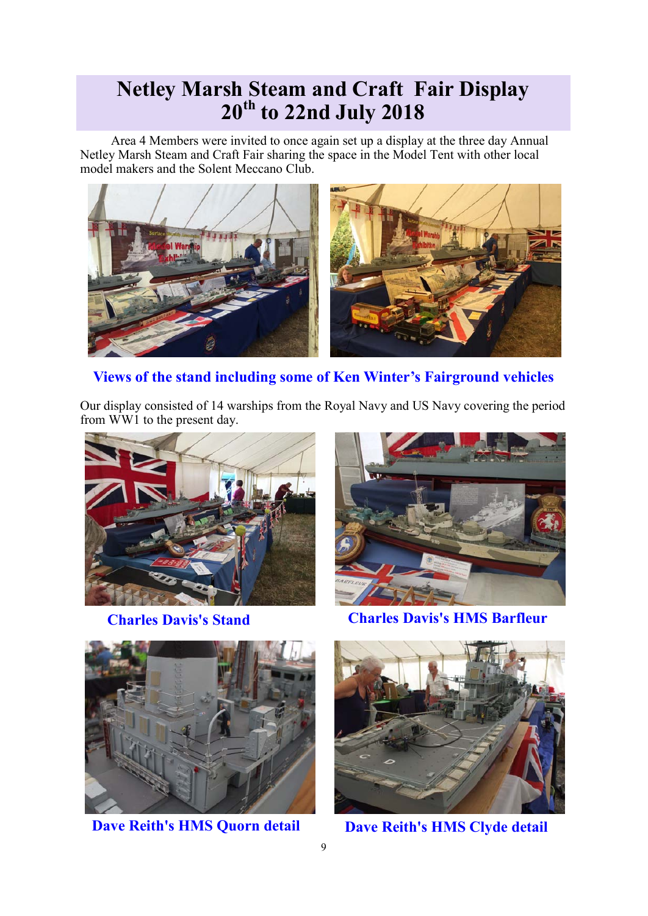# Netley Marsh Steam and Craft Fair Display 20th to 22nd July 2018

Area 4 Members were invited to once again set up a display at the three day Annual Netley Marsh Steam and Craft Fair sharing the space in the Model Tent with other local model makers and the Solent Meccano Club.

**Views of the stand including some of Ken Winter's Fairground vehicles**

Our display consisted of 14 warships from the Royal Navy and US Navy covering the period from WW1 to the present day.

**Charles Davis's Stand**

**Charles Davis's HMS Barfleur**

**Dave Reith's HMS Quorn detail**

**Dave Reith's HMS Clyde detail**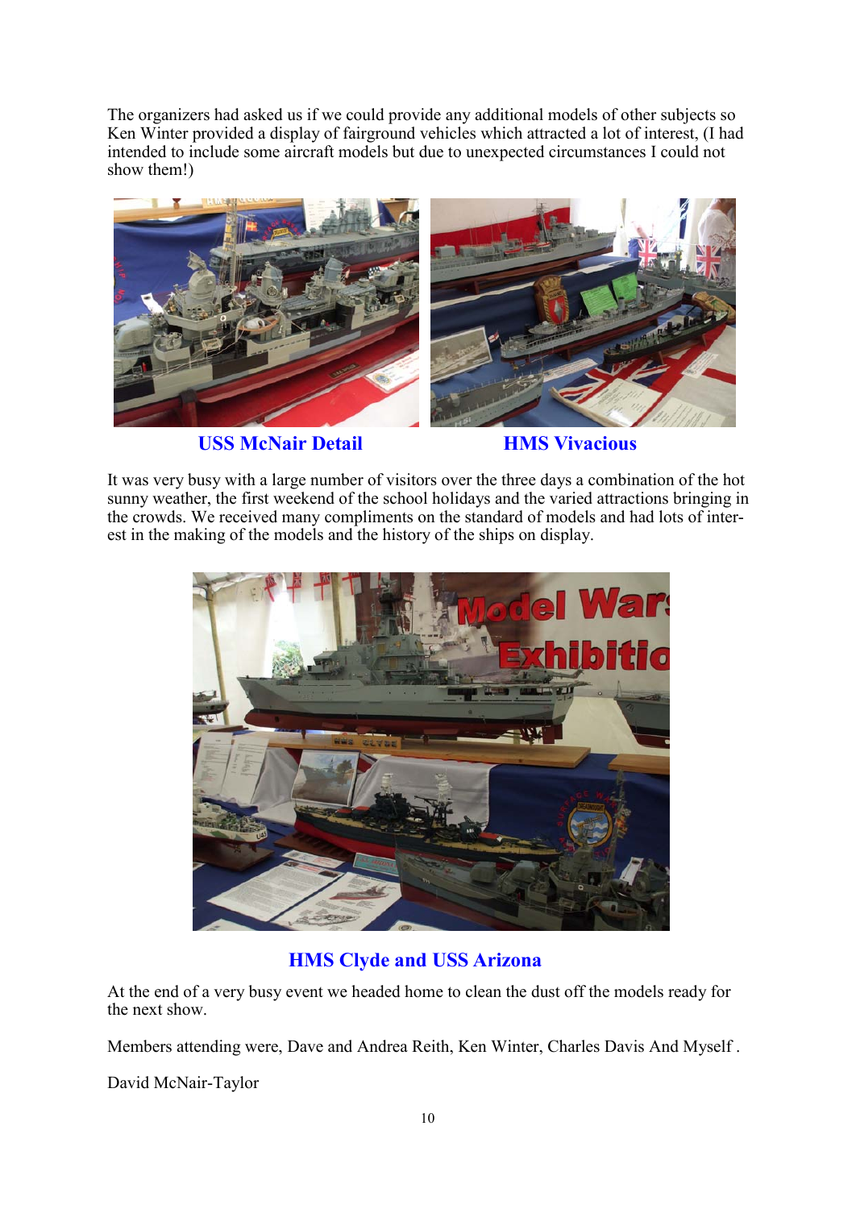The organizers had asked us if we could provide any additional models of other subjects so Ken Winter provided a display of fairground vehicles which attracted a lot of interest, (I had intended to include some aircraft models but due to unexpected circumstances I could not show them!)

**USS McNair Detail**

**HMS Vivacious**

It was very busy with a large number of visitors over the three days a combination of the hot sunny weather, the first weekend of the school holidays and the varied attractions bringing in the crowds. We received many compliments on the standard of models and had lots of interest in the making of the models and the history of the ships on display.

**HMS Clyde and USS Arizona**

At the end of a very busy event we headed home to clean the dust off the models ready for the next show.

Members attending were, Dave and Andrea Reith, Ken Winter, Charles Davis And Myself .

David McNair-Taylor